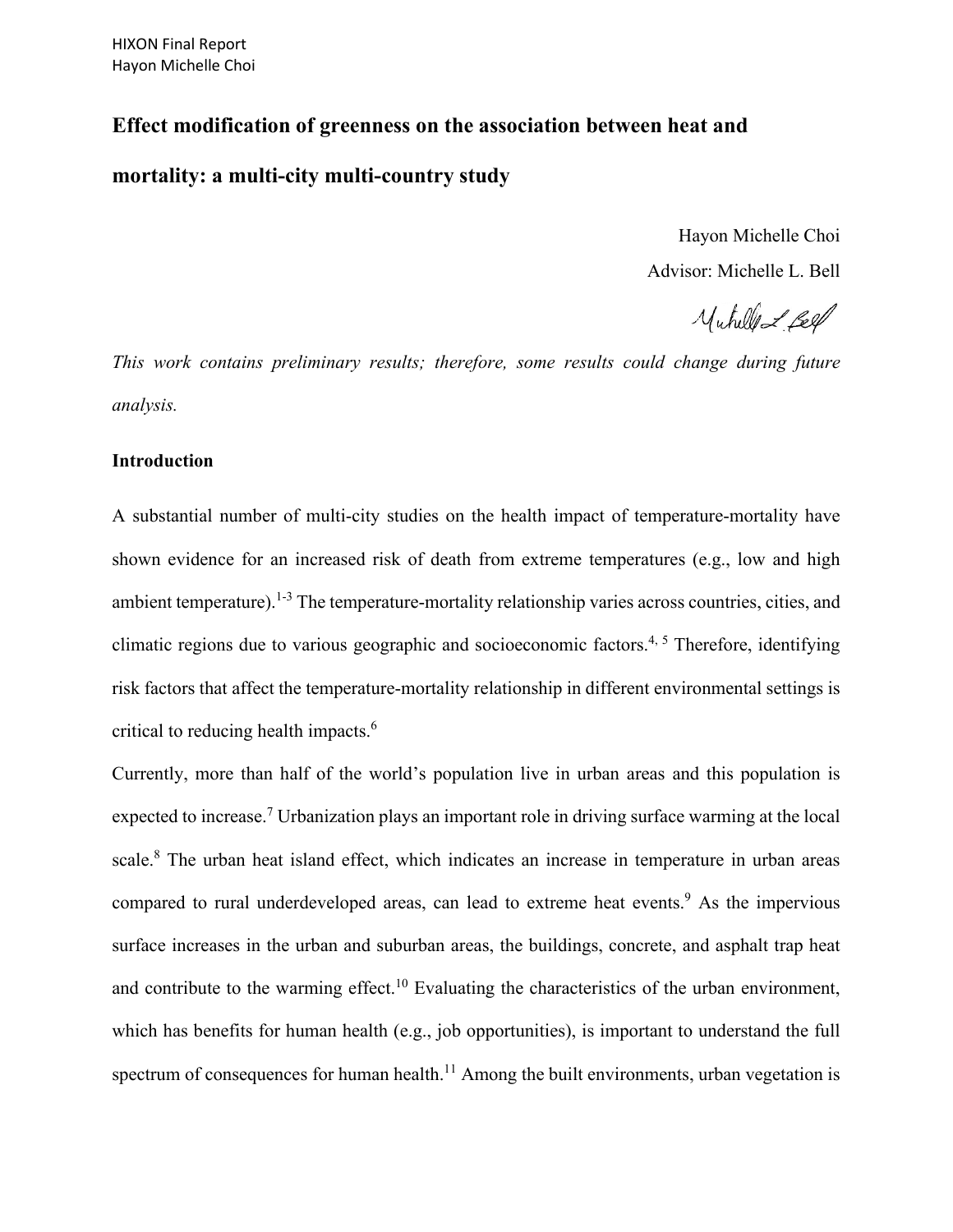# Effect modification of greenness on the association between heat and mortality: a multi-city multi-country study

Hayon Michelle Choi

Advisor: Michelle L. Bell

*This work contains preliminary results; therefore, some results could change during future analysis.*

## Introduction

A substantial number of multi-city studies on the health impact of temperature-mortality have shown evidence for an increased risk of death from extreme temperatures (e.g., low and high ambient temperature).[1-3] The temperature-mortality relationship varies across countries, cities, and climatic regions due to various geographic and socioeconomic factors.[4, 5] Therefore, identifying risk factors that affect the temperature-mortality relationship in different environmental settings is critical to reducing health impacts.[6]

Currently, more than half of the world's population live in urban areas and this population is expected to increase.[7] Urbanization plays an important role in driving surface warming at the local scale.[8] The urban heat island effect, which indicates an increase in temperature in urban areas compared to rural underdeveloped areas, can lead to extreme heat events.[9] As the impervious surface increases in the urban and suburban areas, the buildings, concrete, and asphalt trap heat and contribute to the warming effect.[10] Evaluating the characteristics of the urban environment, which has benefits for human health (e.g., job opportunities), is important to understand the full spectrum of consequences for human health.[11] Among the built environments, urban vegetation is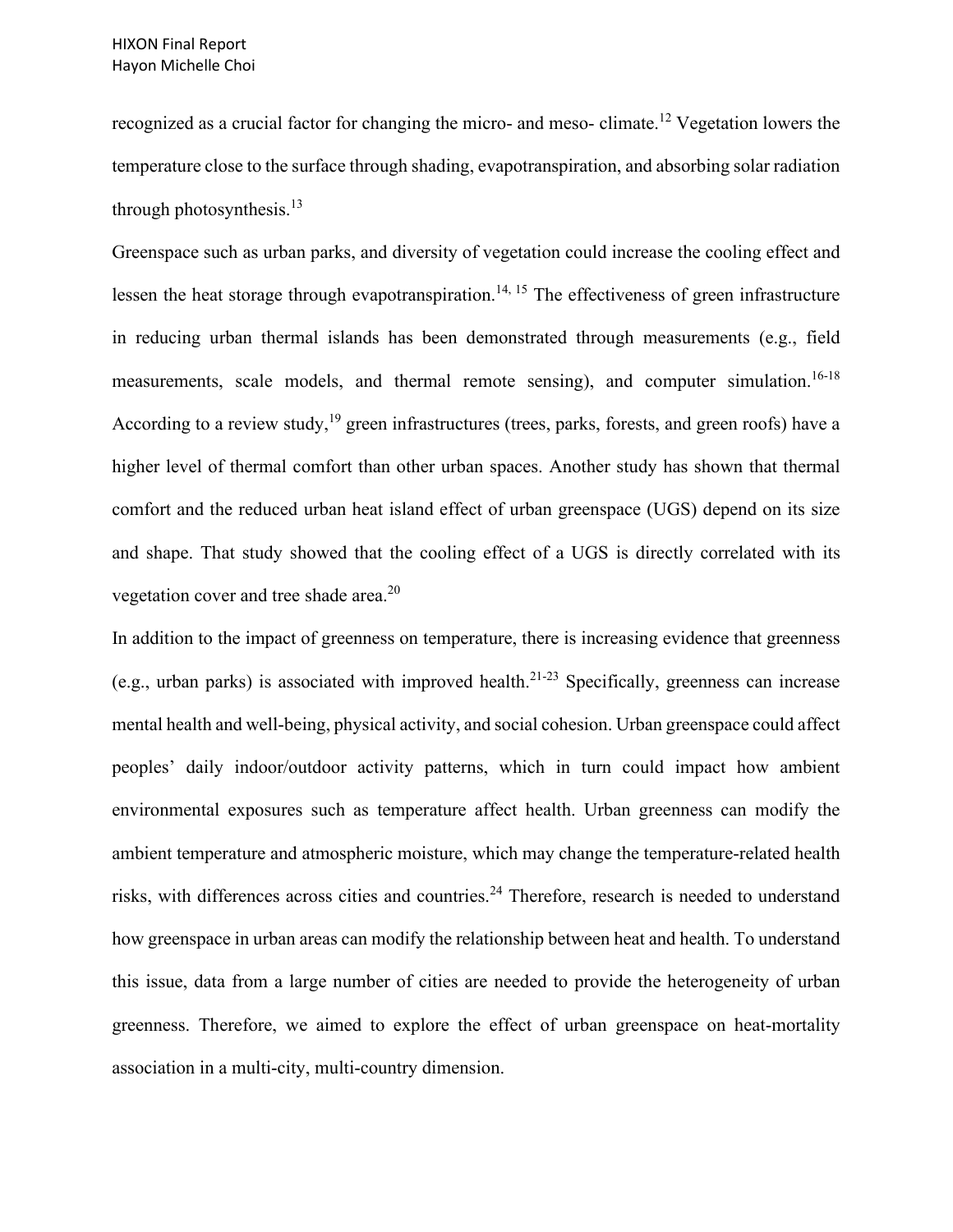recognized as a crucial factor for changing the micro- and meso- climate.[12] Vegetation lowers the temperature close to the surface through shading, evapotranspiration, and absorbing solar radiation through photosynthesis.[13]

Greenspace such as urban parks, and diversity of vegetation could increase the cooling effect and lessen the heat storage through evapotranspiration.[14, 15] The effectiveness of green infrastructure in reducing urban thermal islands has been demonstrated through measurements (e.g., field measurements, scale models, and thermal remote sensing), and computer simulation.[16-18] According to a review study,[19] green infrastructures (trees, parks, forests, and green roofs) have a higher level of thermal comfort than other urban spaces. Another study has shown that thermal comfort and the reduced urban heat island effect of urban greenspace (UGS) depend on its size and shape. That study showed that the cooling effect of a UGS is directly correlated with its vegetation cover and tree shade area.[20]

In addition to the impact of greenness on temperature, there is increasing evidence that greenness (e.g., urban parks) is associated with improved health.[21-23] Specifically, greenness can increase mental health and well-being, physical activity, and social cohesion. Urban greenspace could affect peoples' daily indoor/outdoor activity patterns, which in turn could impact how ambient environmental exposures such as temperature affect health. Urban greenness can modify the ambient temperature and atmospheric moisture, which may change the temperature-related health risks, with differences across cities and countries.[24] Therefore, research is needed to understand how greenspace in urban areas can modify the relationship between heat and health. To understand this issue, data from a large number of cities are needed to provide the heterogeneity of urban greenness. Therefore, we aimed to explore the effect of urban greenspace on heat-mortality association in a multi-city, multi-country dimension.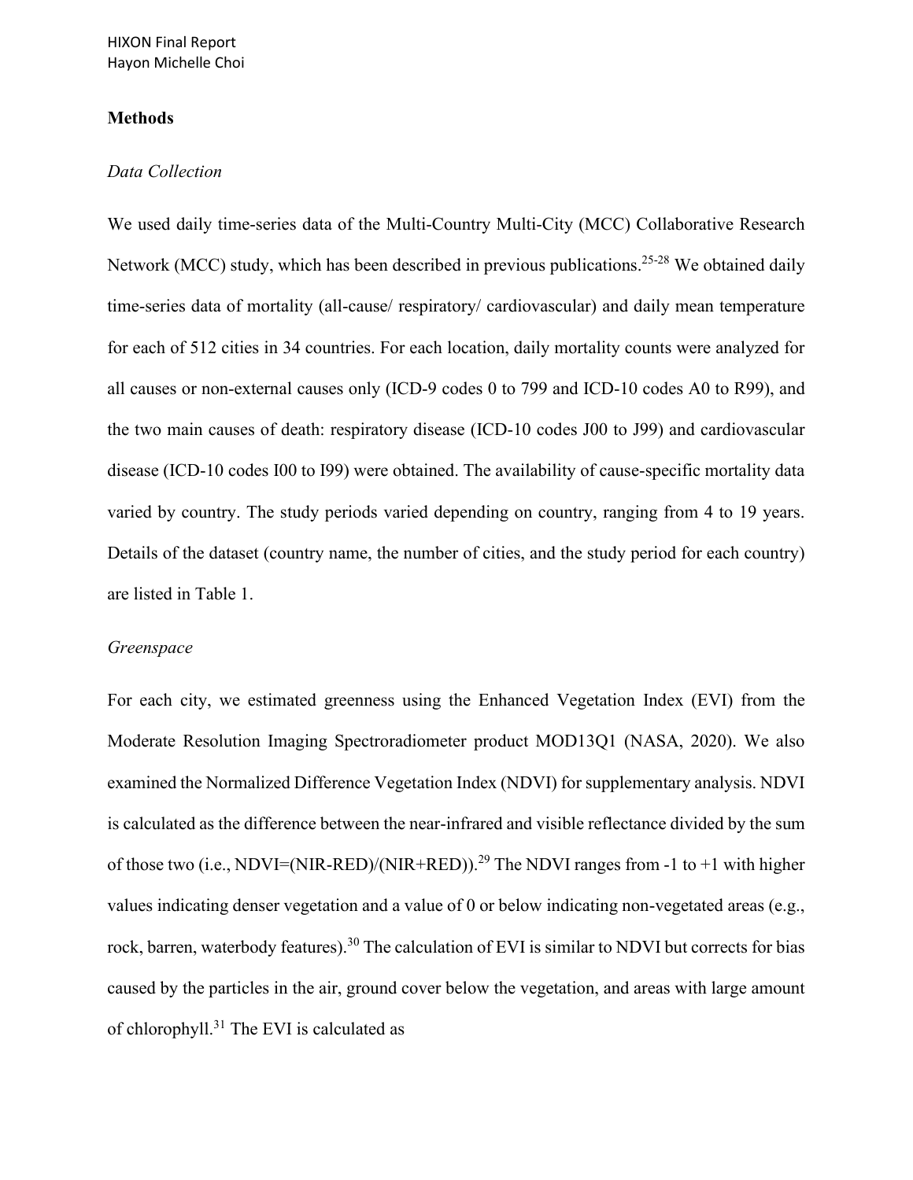## Methods

### *Data Collection*

We used daily time-series data of the Multi-Country Multi-City (MCC) Collaborative Research Network (MCC) study, which has been described in previous publications.[25-28] We obtained daily time-series data of mortality (all-cause/ respiratory/ cardiovascular) and daily mean temperature for each of 512 cities in 34 countries. For each location, daily mortality counts were analyzed for all causes or non-external causes only (ICD-9 codes 0 to 799 and ICD-10 codes A0 to R99), and the two main causes of death: respiratory disease (ICD-10 codes J00 to J99) and cardiovascular disease (ICD-10 codes I00 to I99) were obtained. The availability of cause-specific mortality data varied by country. The study periods varied depending on country, ranging from 4 to 19 years. Details of the dataset (country name, the number of cities, and the study period for each country) are listed in Table 1.

### *Greenspace*

For each city, we estimated greenness using the Enhanced Vegetation Index (EVI) from the Moderate Resolution Imaging Spectroradiometer product MOD13Q1 (NASA, 2020). We also examined the Normalized Difference Vegetation Index (NDVI) for supplementary analysis. NDVI is calculated as the difference between the near-infrared and visible reflectance divided by the sum of those two (i.e., NDVI=(NIR-RED)/(NIR+RED)).[29] The NDVI ranges from -1 to +1 with higher values indicating denser vegetation and a value of 0 or below indicating non-vegetated areas (e.g., rock, barren, waterbody features).[30] The calculation of EVI is similar to NDVI but corrects for bias caused by the particles in the air, ground cover below the vegetation, and areas with large amount of chlorophyll.[31] The EVI is calculated as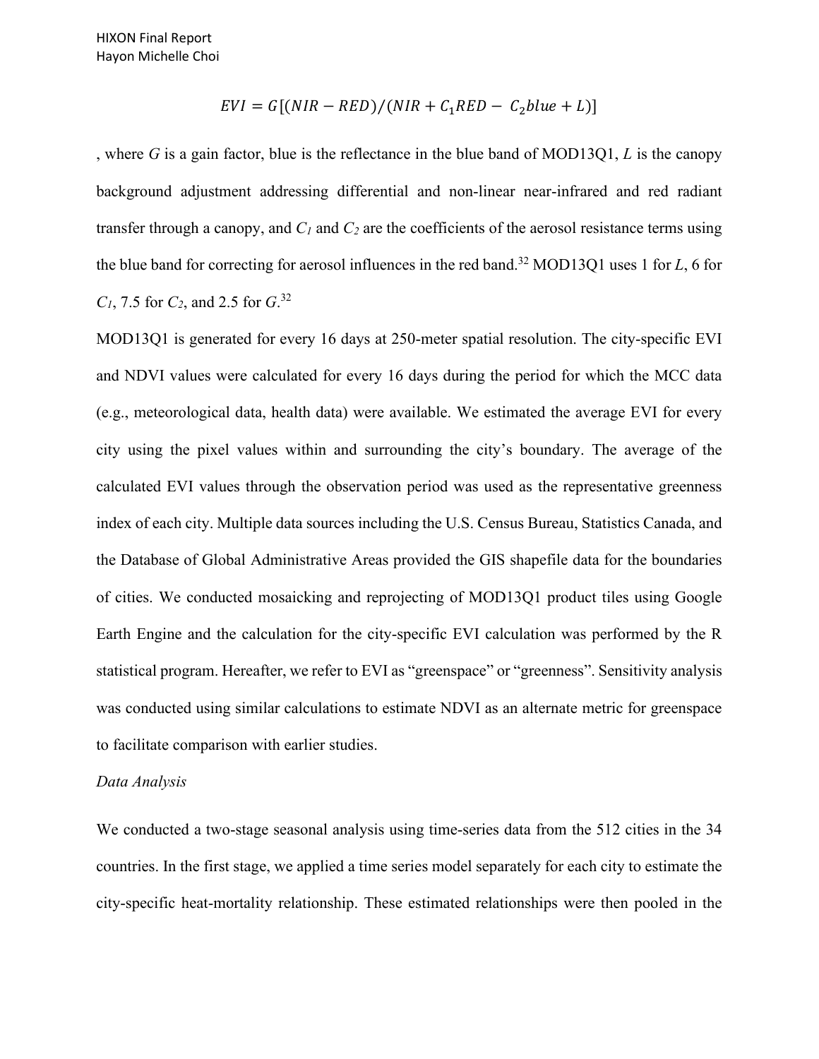$$EVI = G[(NIR - RED)/(NIR + C_1RED - C_2blue + L)]$$

, where $G$ is a gain factor, blue is the reflectance in the blue band of MOD13Q1, $L$ is the canopy background adjustment addressing differential and non-linear near-infrared and red radiant transfer through a canopy, and $C_1$ and $C_2$ are the coefficients of the aerosol resistance terms using the blue band for correcting for aerosol influences in the red band.[32] MOD13Q1 uses 1 for $L$, 6 for $C_1$, 7.5 for $C_2$, and 2.5 for $G$.[32]

MOD13Q1 is generated for every 16 days at 250-meter spatial resolution. The city-specific EVI and NDVI values were calculated for every 16 days during the period for which the MCC data (e.g., meteorological data, health data) were available. We estimated the average EVI for every city using the pixel values within and surrounding the city's boundary. The average of the calculated EVI values through the observation period was used as the representative greenness index of each city. Multiple data sources including the U.S. Census Bureau, Statistics Canada, and the Database of Global Administrative Areas provided the GIS shapefile data for the boundaries of cities. We conducted mosaicking and reprojecting of MOD13Q1 product tiles using Google Earth Engine and the calculation for the city-specific EVI calculation was performed by the R statistical program. Hereafter, we refer to EVI as "greenspace" or "greenness". Sensitivity analysis was conducted using similar calculations to estimate NDVI as an alternate metric for greenspace to facilitate comparison with earlier studies.

*Data Analysis*

We conducted a two-stage seasonal analysis using time-series data from the 512 cities in the 34 countries. In the first stage, we applied a time series model separately for each city to estimate the city-specific heat-mortality relationship. These estimated relationships were then pooled in the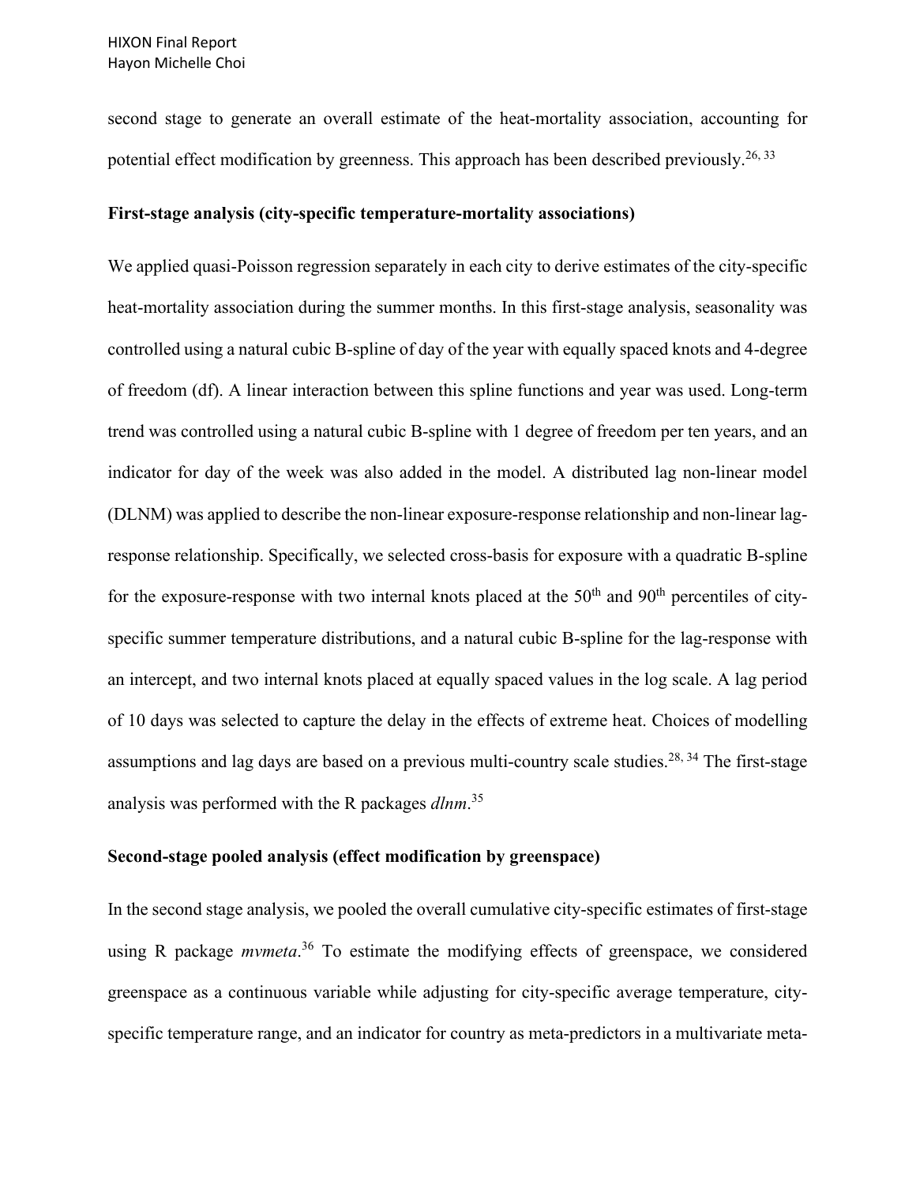second stage to generate an overall estimate of the heat-mortality association, accounting for potential effect modification by greenness. This approach has been described previously.[26, 33]

**First-stage analysis (city-specific temperature-mortality associations)**

We applied quasi-Poisson regression separately in each city to derive estimates of the city-specific heat-mortality association during the summer months. In this first-stage analysis, seasonality was controlled using a natural cubic B-spline of day of the year with equally spaced knots and 4-degree of freedom (df). A linear interaction between this spline functions and year was used. Long-term trend was controlled using a natural cubic B-spline with 1 degree of freedom per ten years, and an indicator for day of the week was also added in the model. A distributed lag non-linear model (DLNM) was applied to describe the non-linear exposure-response relationship and non-linear lag-response relationship. Specifically, we selected cross-basis for exposure with a quadratic B-spline for the exposure-response with two internal knots placed at the 50$^{th}$ and 90$^{th}$ percentiles of city-specific summer temperature distributions, and a natural cubic B-spline for the lag-response with an intercept, and two internal knots placed at equally spaced values in the log scale. A lag period of 10 days was selected to capture the delay in the effects of extreme heat. Choices of modelling assumptions and lag days are based on a previous multi-country scale studies.[28, 34] The first-stage analysis was performed with the R packages *dlnm*.[35]

**Second-stage pooled analysis (effect modification by greenspace)**

In the second stage analysis, we pooled the overall cumulative city-specific estimates of first-stage using R package *mvmeta*.[36] To estimate the modifying effects of greenspace, we considered greenspace as a continuous variable while adjusting for city-specific average temperature, city-specific temperature range, and an indicator for country as meta-predictors in a multivariate meta-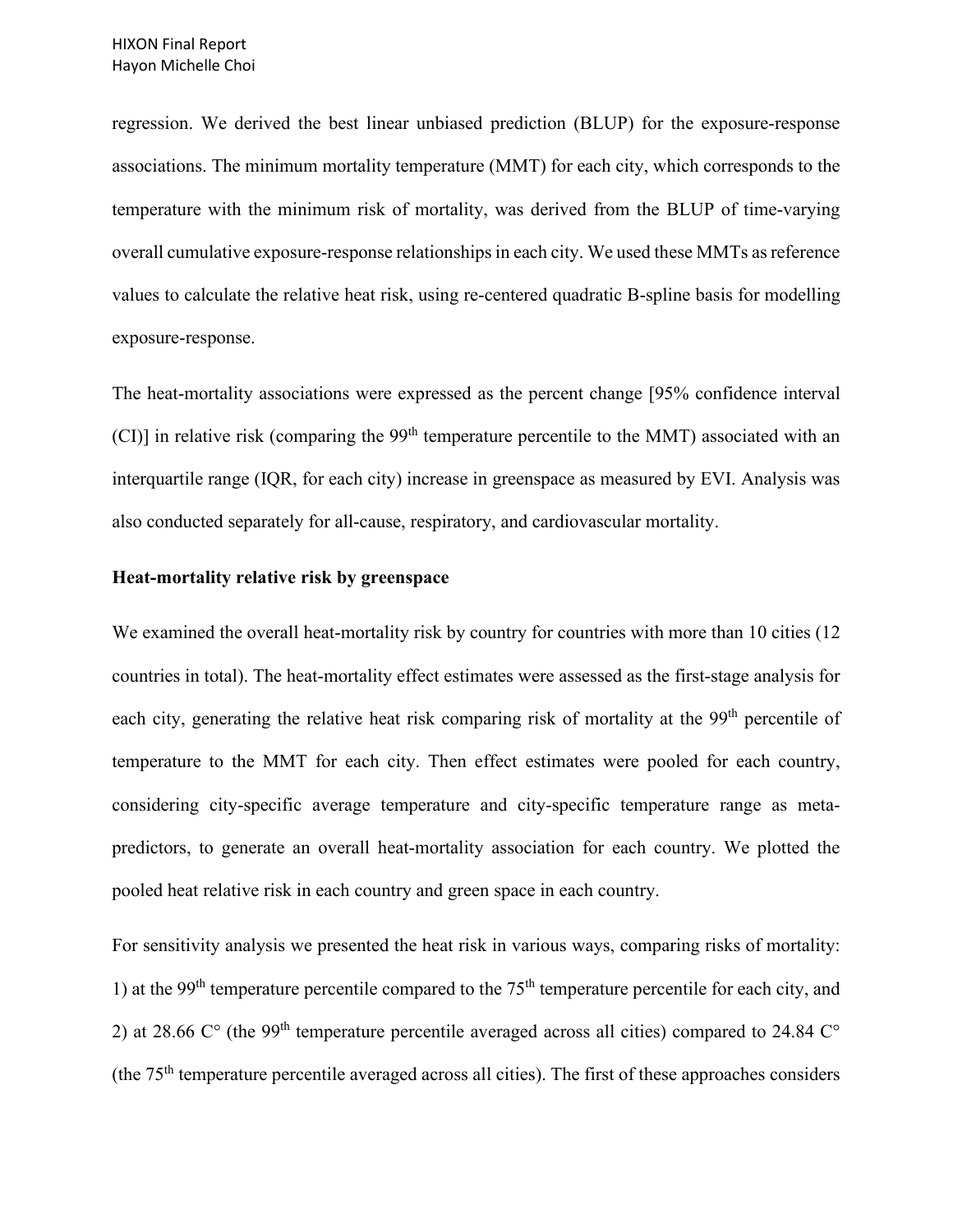regression. We derived the best linear unbiased prediction (BLUP) for the exposure-response associations. The minimum mortality temperature (MMT) for each city, which corresponds to the temperature with the minimum risk of mortality, was derived from the BLUP of time-varying overall cumulative exposure-response relationships in each city. We used these MMTs as reference values to calculate the relative heat risk, using re-centered quadratic B-spline basis for modelling exposure-response.

The heat-mortality associations were expressed as the percent change [95% confidence interval (CI)] in relative risk (comparing the $99^{th}$ temperature percentile to the MMT) associated with an interquartile range (IQR, for each city) increase in greenspace as measured by EVI. Analysis was also conducted separately for all-cause, respiratory, and cardiovascular mortality.

**Heat-mortality relative risk by greenspace**

We examined the overall heat-mortality risk by country for countries with more than 10 cities (12 countries in total). The heat-mortality effect estimates were assessed as the first-stage analysis for each city, generating the relative heat risk comparing risk of mortality at the $99^{th}$ percentile of temperature to the MMT for each city. Then effect estimates were pooled for each country, considering city-specific average temperature and city-specific temperature range as meta-predictors, to generate an overall heat-mortality association for each country. We plotted the pooled heat relative risk in each country and green space in each country.

For sensitivity analysis we presented the heat risk in various ways, comparing risks of mortality: 1) at the $99^{th}$ temperature percentile compared to the $75^{th}$ temperature percentile for each city, and 2) at 28.66 C° (the $99^{th}$ temperature percentile averaged across all cities) compared to 24.84 C° (the $75^{th}$ temperature percentile averaged across all cities). The first of these approaches considers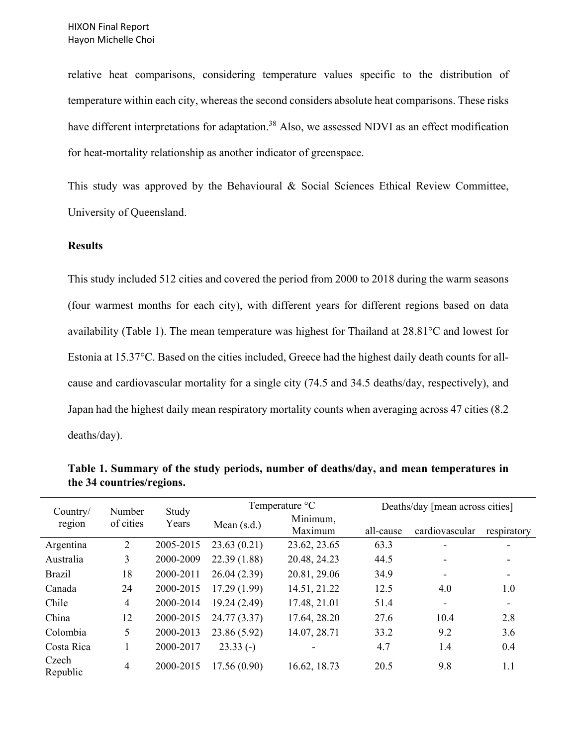relative heat comparisons, considering temperature values specific to the distribution of temperature within each city, whereas the second considers absolute heat comparisons. These risks have different interpretations for adaptation.[38] Also, we assessed NDVI as an effect modification for heat-mortality relationship as another indicator of greenspace.

This study was approved by the Behavioural & Social Sciences Ethical Review Committee, University of Queensland.

**Results**

This study included 512 cities and covered the period from 2000 to 2018 during the warm seasons (four warmest months for each city), with different years for different regions based on data availability (Table 1). The mean temperature was highest for Thailand at 28.81°C and lowest for Estonia at 15.37°C. Based on the cities included, Greece had the highest daily death counts for all-cause and cardiovascular mortality for a single city (74.5 and 34.5 deaths/day, respectively), and Japan had the highest daily mean respiratory mortality counts when averaging across 47 cities (8.2 deaths/day).

**Table 1. Summary of the study periods, number of deaths/day, and mean temperatures in the 34 countries/regions.**

| Country/ region | Number of cities | Study Years | Temperature °C | | Deaths/day [mean across cities] | | |
|---|---|---|---|---|---|---|---|
| | | | Mean (s.d.) | Minimum, Maximum | all-cause | cardiovascular | respiratory |
| Argentina | 2 | 2005-2015 | 23.63 (0.21) | 23.62, 23.65 | 63.3 | - | - |
| Australia | 3 | 2000-2009 | 22.39 (1.88) | 20.48, 24.23 | 44.5 | - | - |
| Brazil | 18 | 2000-2011 | 26.04 (2.39) | 20.81, 29.06 | 34.9 | - | - |
| Canada | 24 | 2000-2015 | 17.29 (1.99) | 14.51, 21.22 | 12.5 | 4.0 | 1.0 |
| Chile | 4 | 2000-2014 | 19.24 (2.49) | 17.48, 21.01 | 51.4 | - | - |
| China | 12 | 2000-2015 | 24.77 (3.37) | 17.64, 28.20 | 27.6 | 10.4 | 2.8 |
| Colombia | 5 | 2000-2013 | 23.86 (5.92) | 14.07, 28.71 | 33.2 | 9.2 | 3.6 |
| Costa Rica | 1 | 2000-2017 | 23.33 (-) | - | 4.7 | 1.4 | 0.4 |
| Czech Republic | 4 | 2000-2015 | 17.56 (0.90) | 16.62, 18.73 | 20.5 | 9.8 | 1.1 |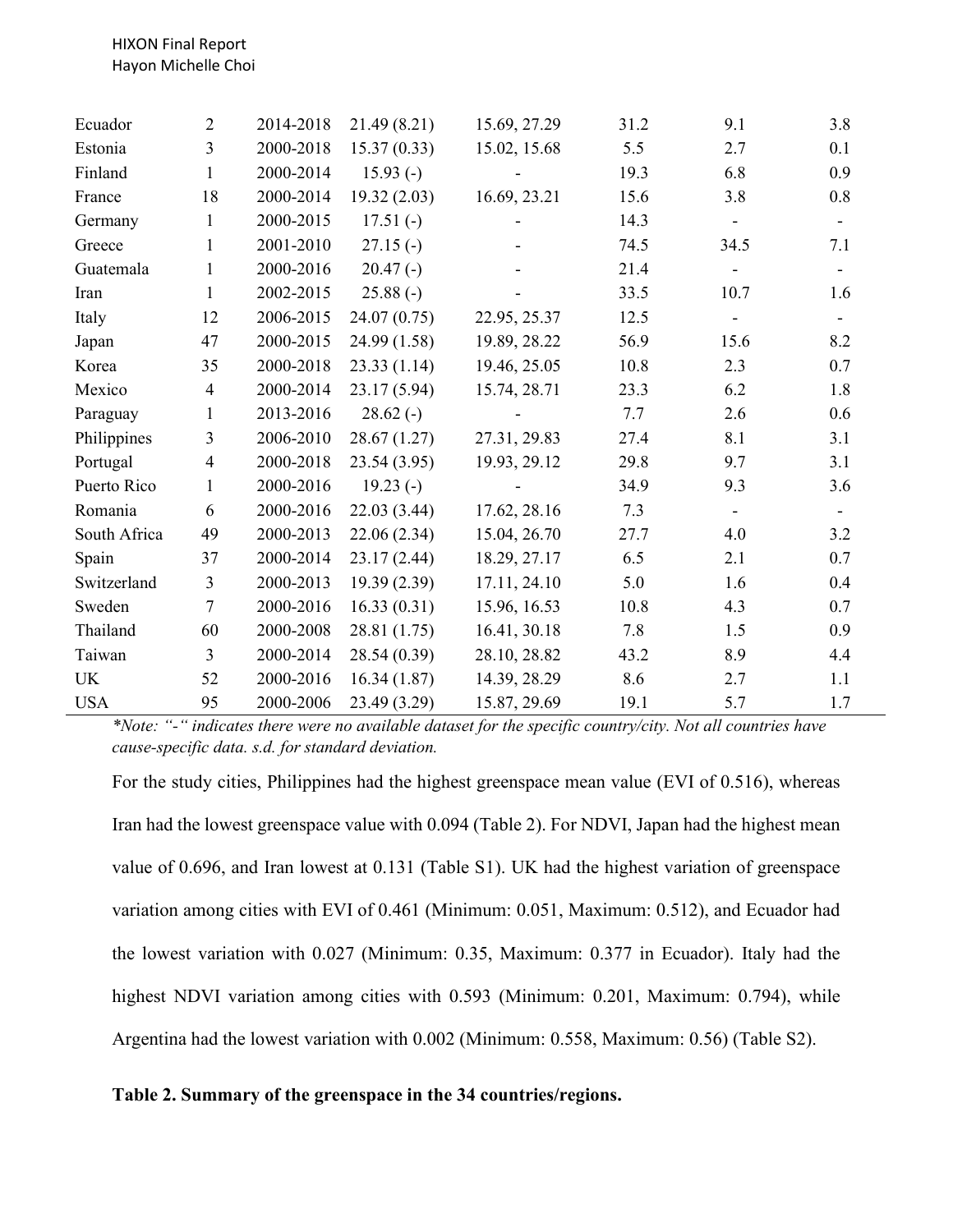| | | | | | | | |
|---|---|---|---|---|---|---|---|
| Ecuador | 2 | 2014-2018 | 21.49 (8.21) | 15.69, 27.29 | 31.2 | 9.1 | 3.8 |
| Estonia | 3 | 2000-2018 | 15.37 (0.33) | 15.02, 15.68 | 5.5 | 2.7 | 0.1 |
| Finland | 1 | 2000-2014 | 15.93 (-) | - | 19.3 | 6.8 | 0.9 |
| France | 18 | 2000-2014 | 19.32 (2.03) | 16.69, 23.21 | 15.6 | 3.8 | 0.8 |
| Germany | 1 | 2000-2015 | 17.51 (-) | - | 14.3 | - | - |
| Greece | 1 | 2001-2010 | 27.15 (-) | - | 74.5 | 34.5 | 7.1 |
| Guatemala | 1 | 2000-2016 | 20.47 (-) | - | 21.4 | - | - |
| Iran | 1 | 2002-2015 | 25.88 (-) | - | 33.5 | 10.7 | 1.6 |
| Italy | 12 | 2006-2015 | 24.07 (0.75) | 22.95, 25.37 | 12.5 | - | - |
| Japan | 47 | 2000-2015 | 24.99 (1.58) | 19.89, 28.22 | 56.9 | 15.6 | 8.2 |
| Korea | 35 | 2000-2018 | 23.33 (1.14) | 19.46, 25.05 | 10.8 | 2.3 | 0.7 |
| Mexico | 4 | 2000-2014 | 23.17 (5.94) | 15.74, 28.71 | 23.3 | 6.2 | 1.8 |
| Paraguay | 1 | 2013-2016 | 28.62 (-) | - | 7.7 | 2.6 | 0.6 |
| Philippines | 3 | 2006-2010 | 28.67 (1.27) | 27.31, 29.83 | 27.4 | 8.1 | 3.1 |
| Portugal | 4 | 2000-2018 | 23.54 (3.95) | 19.93, 29.12 | 29.8 | 9.7 | 3.1 |
| Puerto Rico | 1 | 2000-2016 | 19.23 (-) | - | 34.9 | 9.3 | 3.6 |
| Romania | 6 | 2000-2016 | 22.03 (3.44) | 17.62, 28.16 | 7.3 | - | - |
| South Africa | 49 | 2000-2013 | 22.06 (2.34) | 15.04, 26.70 | 27.7 | 4.0 | 3.2 |
| Spain | 37 | 2000-2014 | 23.17 (2.44) | 18.29, 27.17 | 6.5 | 2.1 | 0.7 |
| Switzerland | 3 | 2000-2013 | 19.39 (2.39) | 17.11, 24.10 | 5.0 | 1.6 | 0.4 |
| Sweden | 7 | 2000-2016 | 16.33 (0.31) | 15.96, 16.53 | 10.8 | 4.3 | 0.7 |
| Thailand | 60 | 2000-2008 | 28.81 (1.75) | 16.41, 30.18 | 7.8 | 1.5 | 0.9 |
| Taiwan | 3 | 2000-2014 | 28.54 (0.39) | 28.10, 28.82 | 43.2 | 8.9 | 4.4 |
| UK | 52 | 2000-2016 | 16.34 (1.87) | 14.39, 28.29 | 8.6 | 2.7 | 1.1 |
| USA | 95 | 2000-2006 | 23.49 (3.29) | 15.87, 29.69 | 19.1 | 5.7 | 1.7 |

*\*Note: "-" indicates there were no available dataset for the specific country/city. Not all countries have cause-specific data. s.d. for standard deviation.*

For the study cities, Philippines had the highest greenspace mean value (EVI of 0.516), whereas Iran had the lowest greenspace value with 0.094 (Table 2). For NDVI, Japan had the highest mean value of 0.696, and Iran lowest at 0.131 (Table S1). UK had the highest variation of greenspace variation among cities with EVI of 0.461 (Minimum: 0.051, Maximum: 0.512), and Ecuador had the lowest variation with 0.027 (Minimum: 0.35, Maximum: 0.377 in Ecuador). Italy had the highest NDVI variation among cities with 0.593 (Minimum: 0.201, Maximum: 0.794), while Argentina had the lowest variation with 0.002 (Minimum: 0.558, Maximum: 0.56) (Table S2).

**Table 2. Summary of the greenspace in the 34 countries/regions.**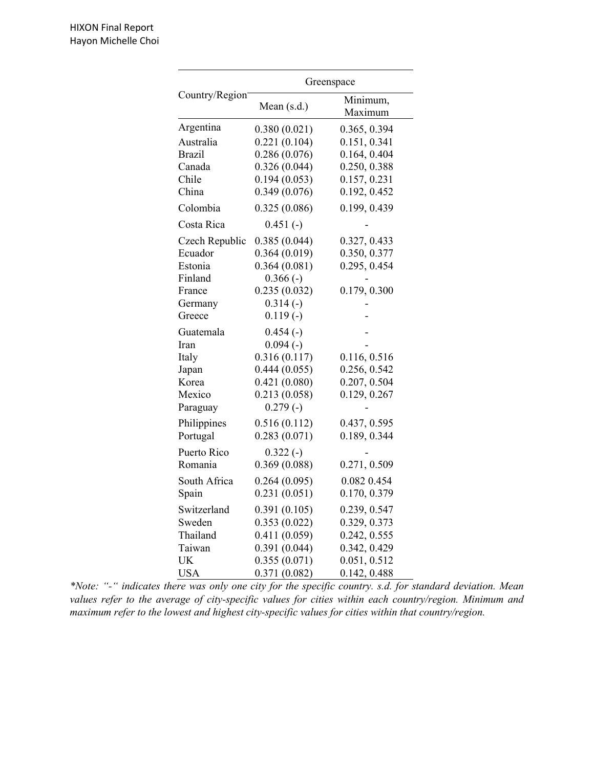| Country/Region | Greenspace | |
|---|---|---|
| | Mean (s.d.) | Minimum, Maximum |
| Argentina | 0.380 (0.021) | 0.365, 0.394 |
| Australia | 0.221 (0.104) | 0.151, 0.341 |
| Brazil | 0.286 (0.076) | 0.164, 0.404 |
| Canada | 0.326 (0.044) | 0.250, 0.388 |
| Chile | 0.194 (0.053) | 0.157, 0.231 |
| China | 0.349 (0.076) | 0.192, 0.452 |
| Colombia | 0.325 (0.086) | 0.199, 0.439 |
| Costa Rica | 0.451 (-) | - |
| Czech Republic | 0.385 (0.044) | 0.327, 0.433 |
| Ecuador | 0.364 (0.019) | 0.350, 0.377 |
| Estonia | 0.364 (0.081) | 0.295, 0.454 |
| Finland | 0.366 (-) | - |
| France | 0.235 (0.032) | 0.179, 0.300 |
| Germany | 0.314 (-) | - |
| Greece | 0.119 (-) | - |
| Guatemala | 0.454 (-) | - |
| Iran | 0.094 (-) | - |
| Italy | 0.316 (0.117) | 0.116, 0.516 |
| Japan | 0.444 (0.055) | 0.256, 0.542 |
| Korea | 0.421 (0.080) | 0.207, 0.504 |
| Mexico | 0.213 (0.058) | 0.129, 0.267 |
| Paraguay | 0.279 (-) | - |
| Philippines | 0.516 (0.112) | 0.437, 0.595 |
| Portugal | 0.283 (0.071) | 0.189, 0.344 |
| Puerto Rico | 0.322 (-) | - |
| Romania | 0.369 (0.088) | 0.271, 0.509 |
| South Africa | 0.264 (0.095) | 0.082 0.454 |
| Spain | 0.231 (0.051) | 0.170, 0.379 |
| Switzerland | 0.391 (0.105) | 0.239, 0.547 |
| Sweden | 0.353 (0.022) | 0.329, 0.373 |
| Thailand | 0.411 (0.059) | 0.242, 0.555 |
| Taiwan | 0.391 (0.044) | 0.342, 0.429 |
| UK | 0.355 (0.071) | 0.051, 0.512 |
| USA | 0.371 (0.082) | 0.142, 0.488 |

*\*Note: "-" indicates there was only one city for the specific country. s.d. for standard deviation. Mean values refer to the average of city-specific values for cities within each country/region. Minimum and maximum refer to the lowest and highest city-specific values for cities within that country/region.*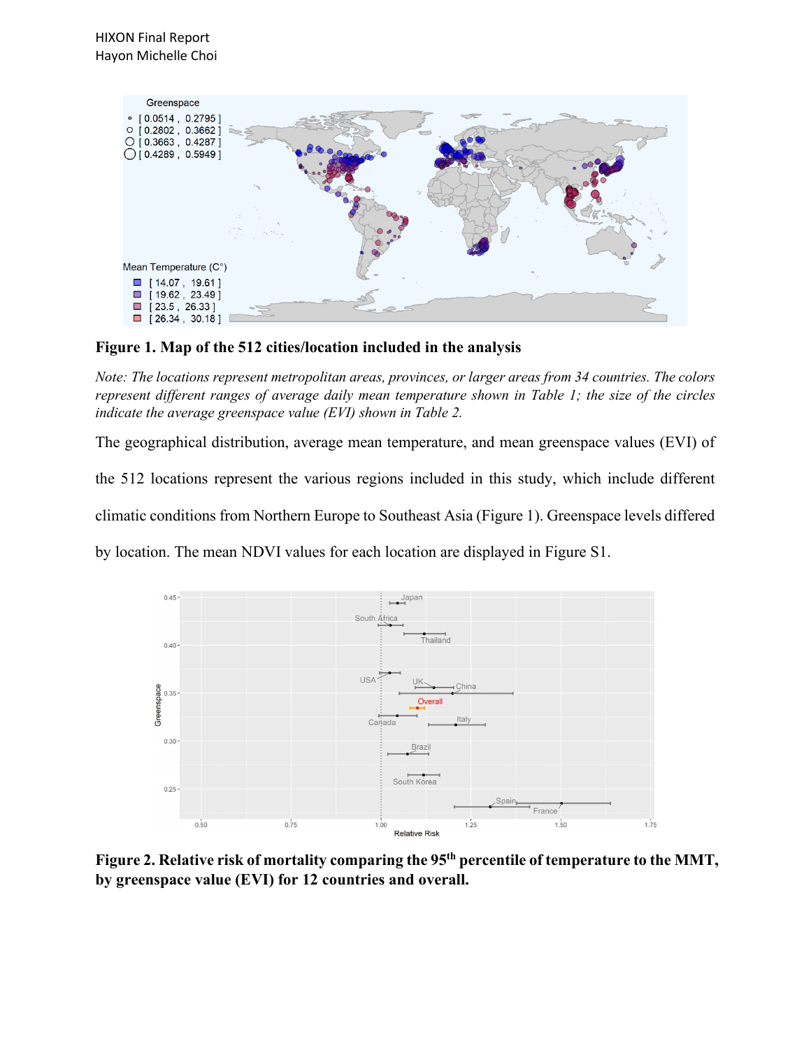**Figure 1. Map of the 512 cities/location included in the analysis**

*Note: The locations represent metropolitan areas, provinces, or larger areas from 34 countries. The colors represent different ranges of average daily mean temperature shown in Table 1; the size of the circles indicate the average greenspace value (EVI) shown in Table 2.*

The geographical distribution, average mean temperature, and mean greenspace values (EVI) of the 512 locations represent the various regions included in this study, which include different climatic conditions from Northern Europe to Southeast Asia (Figure 1). Greenspace levels differed by location. The mean NDVI values for each location are displayed in Figure S1.

**Figure 2. Relative risk of mortality comparing the 95th percentile of temperature to the MMT, by greenspace value (EVI) for 12 countries and overall.**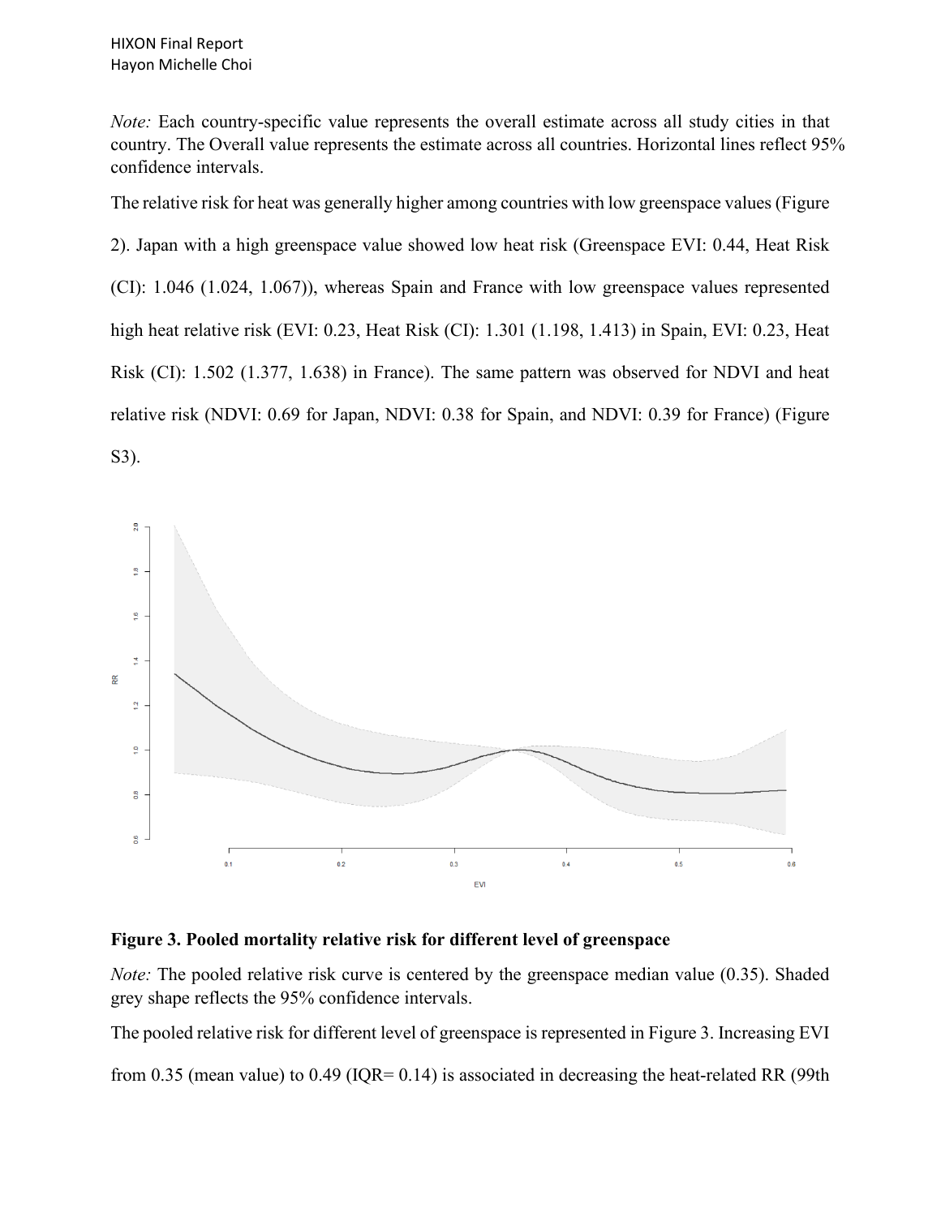*Note:* Each country-specific value represents the overall estimate across all study cities in that country. The Overall value represents the estimate across all countries. Horizontal lines reflect 95% confidence intervals.

The relative risk for heat was generally higher among countries with low greenspace values (Figure 2). Japan with a high greenspace value showed low heat risk (Greenspace EVI: 0.44, Heat Risk (CI): 1.046 (1.024, 1.067)), whereas Spain and France with low greenspace values represented high heat relative risk (EVI: 0.23, Heat Risk (CI): 1.301 (1.198, 1.413) in Spain, EVI: 0.23, Heat Risk (CI): 1.502 (1.377, 1.638) in France). The same pattern was observed for NDVI and heat relative risk (NDVI: 0.69 for Japan, NDVI: 0.38 for Spain, and NDVI: 0.39 for France) (Figure S3).

**Figure 3. Pooled mortality relative risk for different level of greenspace**

*Note:* The pooled relative risk curve is centered by the greenspace median value (0.35). Shaded grey shape reflects the 95% confidence intervals.

The pooled relative risk for different level of greenspace is represented in Figure 3. Increasing EVI from 0.35 (mean value) to 0.49 (IQR= 0.14) is associated in decreasing the heat-related RR (99th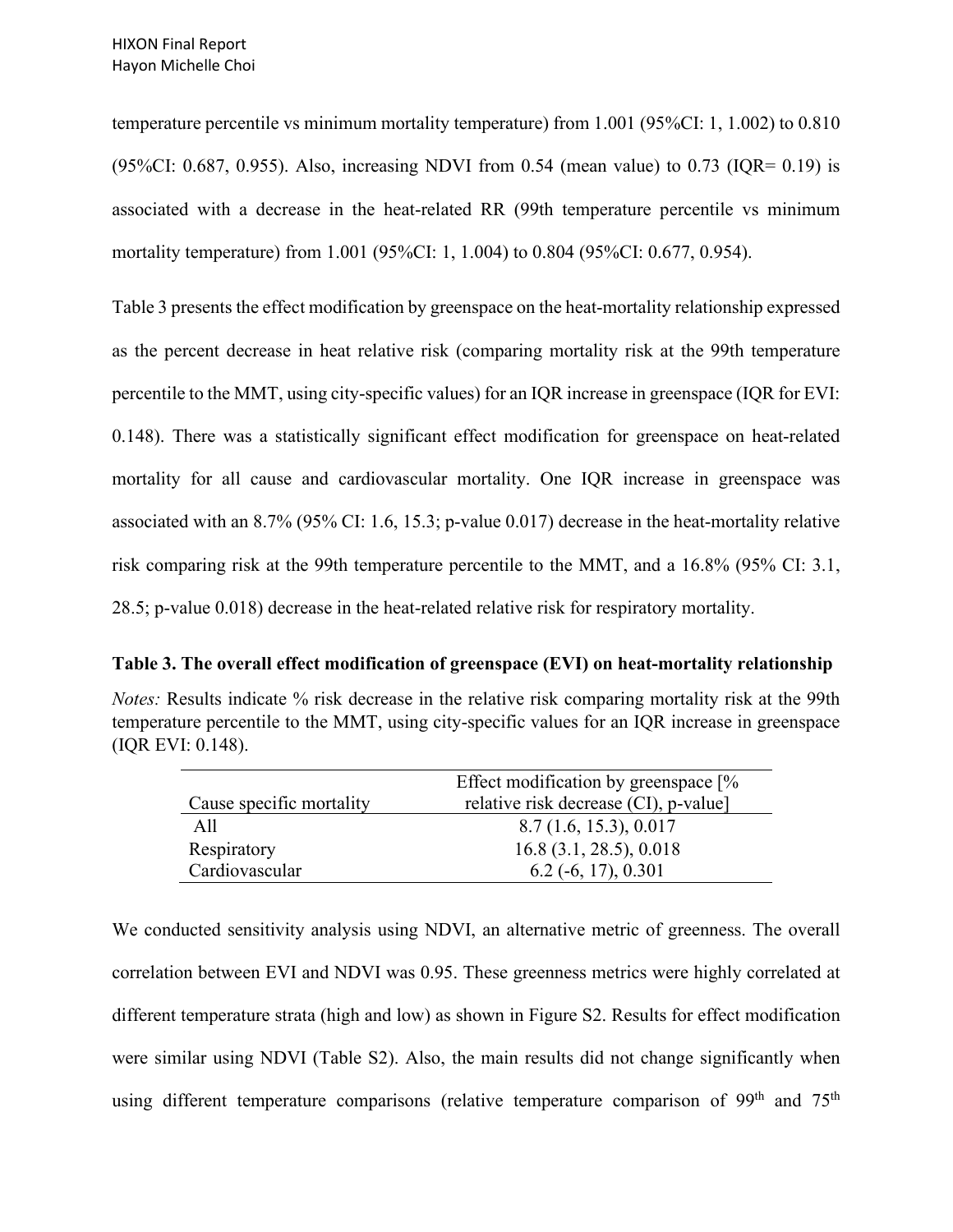temperature percentile vs minimum mortality temperature) from 1.001 (95%CI: 1, 1.002) to 0.810 (95%CI: 0.687, 0.955). Also, increasing NDVI from 0.54 (mean value) to 0.73 (IQR= 0.19) is associated with a decrease in the heat-related RR (99th temperature percentile vs minimum mortality temperature) from 1.001 (95%CI: 1, 1.004) to 0.804 (95%CI: 0.677, 0.954).

Table 3 presents the effect modification by greenspace on the heat-mortality relationship expressed as the percent decrease in heat relative risk (comparing mortality risk at the 99th temperature percentile to the MMT, using city-specific values) for an IQR increase in greenspace (IQR for EVI: 0.148). There was a statistically significant effect modification for greenspace on heat-related mortality for all cause and cardiovascular mortality. One IQR increase in greenspace was associated with an 8.7% (95% CI: 1.6, 15.3; p-value 0.017) decrease in the heat-mortality relative risk comparing risk at the 99th temperature percentile to the MMT, and a 16.8% (95% CI: 3.1, 28.5; p-value 0.018) decrease in the heat-related relative risk for respiratory mortality.

**Table 3. The overall effect modification of greenspace (EVI) on heat-mortality relationship**

*Notes:* Results indicate % risk decrease in the relative risk comparing mortality risk at the 99th temperature percentile to the MMT, using city-specific values for an IQR increase in greenspace (IQR EVI: 0.148).

| Cause specific mortality | Effect modification by greenspace [% relative risk decrease (CI), p-value] |
|---|---|
| All | 8.7 (1.6, 15.3), 0.017 |
| Respiratory | 16.8 (3.1, 28.5), 0.018 |
| Cardiovascular | 6.2 (-6, 17), 0.301 |

We conducted sensitivity analysis using NDVI, an alternative metric of greenness. The overall correlation between EVI and NDVI was 0.95. These greenness metrics were highly correlated at different temperature strata (high and low) as shown in Figure S2. Results for effect modification were similar using NDVI (Table S2). Also, the main results did not change significantly when using different temperature comparisons (relative temperature comparison of 99$^{th}$ and 75$^{th}$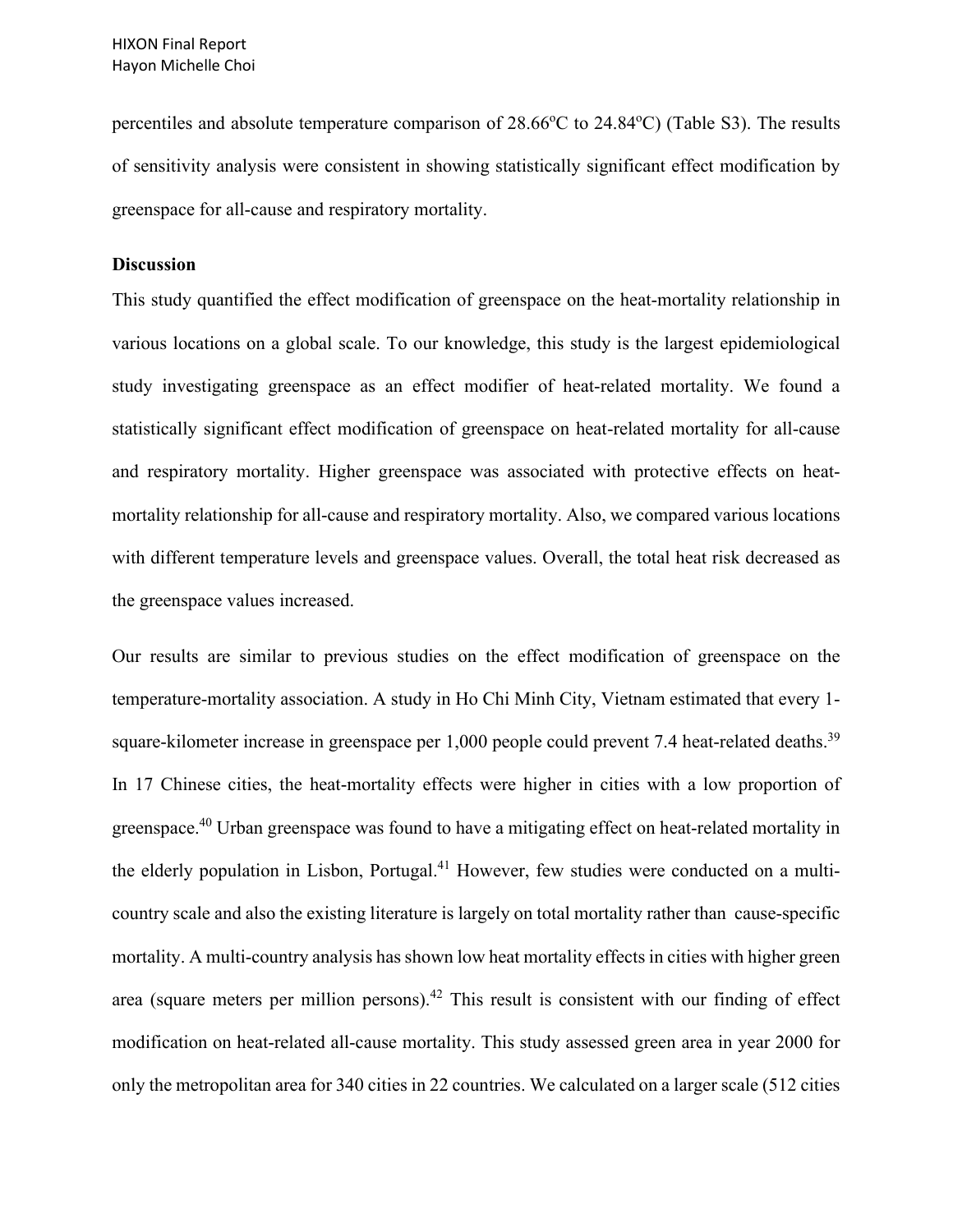percentiles and absolute temperature comparison of 28.66°C to 24.84°C) (Table S3). The results of sensitivity analysis were consistent in showing statistically significant effect modification by greenspace for all-cause and respiratory mortality.

**Discussion**

This study quantified the effect modification of greenspace on the heat-mortality relationship in various locations on a global scale. To our knowledge, this study is the largest epidemiological study investigating greenspace as an effect modifier of heat-related mortality. We found a statistically significant effect modification of greenspace on heat-related mortality for all-cause and respiratory mortality. Higher greenspace was associated with protective effects on heat-mortality relationship for all-cause and respiratory mortality. Also, we compared various locations with different temperature levels and greenspace values. Overall, the total heat risk decreased as the greenspace values increased.

Our results are similar to previous studies on the effect modification of greenspace on the temperature-mortality association. A study in Ho Chi Minh City, Vietnam estimated that every 1-square-kilometer increase in greenspace per 1,000 people could prevent 7.4 heat-related deaths.[39] In 17 Chinese cities, the heat-mortality effects were higher in cities with a low proportion of greenspace.[40] Urban greenspace was found to have a mitigating effect on heat-related mortality in the elderly population in Lisbon, Portugal.[41] However, few studies were conducted on a multi-country scale and also the existing literature is largely on total mortality rather than cause-specific mortality. A multi-country analysis has shown low heat mortality effects in cities with higher green area (square meters per million persons).[42] This result is consistent with our finding of effect modification on heat-related all-cause mortality. This study assessed green area in year 2000 for only the metropolitan area for 340 cities in 22 countries. We calculated on a larger scale (512 cities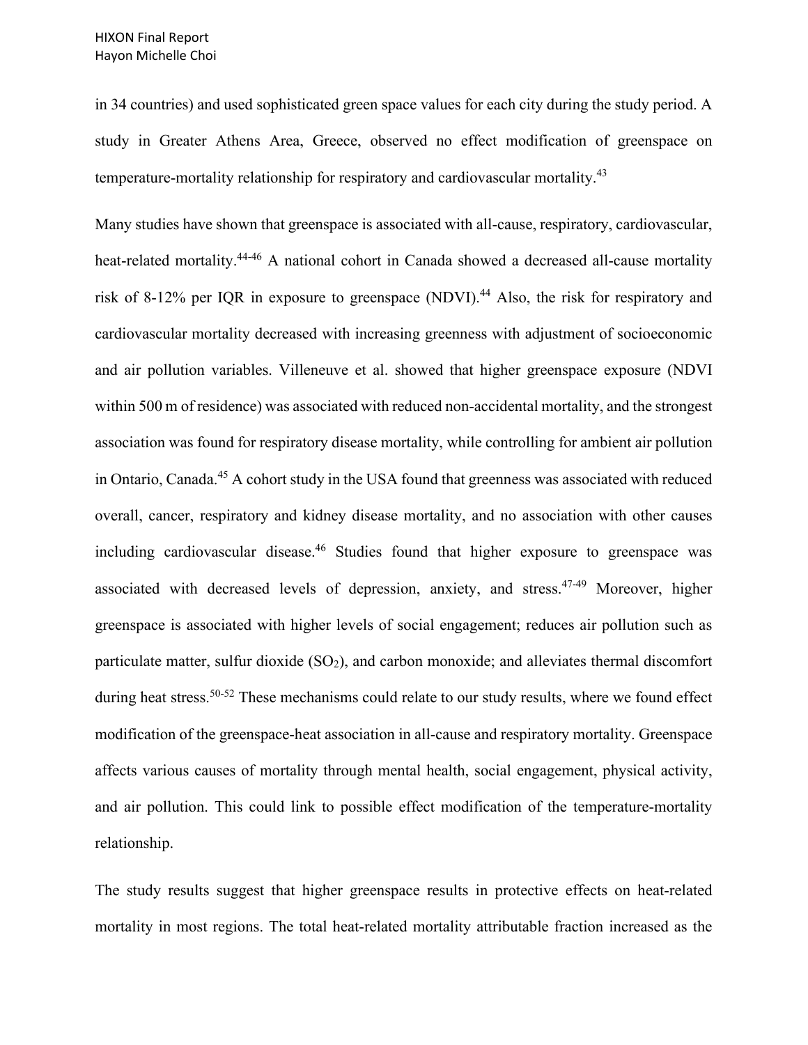in 34 countries) and used sophisticated green space values for each city during the study period. A study in Greater Athens Area, Greece, observed no effect modification of greenspace on temperature-mortality relationship for respiratory and cardiovascular mortality.[43]

Many studies have shown that greenspace is associated with all-cause, respiratory, cardiovascular, heat-related mortality.[44-46] A national cohort in Canada showed a decreased all-cause mortality risk of 8-12% per IQR in exposure to greenspace (NDVI).[44] Also, the risk for respiratory and cardiovascular mortality decreased with increasing greenness with adjustment of socioeconomic and air pollution variables. Villeneuve et al. showed that higher greenspace exposure (NDVI within 500 m of residence) was associated with reduced non-accidental mortality, and the strongest association was found for respiratory disease mortality, while controlling for ambient air pollution in Ontario, Canada.[45] A cohort study in the USA found that greenness was associated with reduced overall, cancer, respiratory and kidney disease mortality, and no association with other causes including cardiovascular disease.[46] Studies found that higher exposure to greenspace was associated with decreased levels of depression, anxiety, and stress.[47-49] Moreover, higher greenspace is associated with higher levels of social engagement; reduces air pollution such as particulate matter, sulfur dioxide ($SO_2$), and carbon monoxide; and alleviates thermal discomfort during heat stress.[50-52] These mechanisms could relate to our study results, where we found effect modification of the greenspace-heat association in all-cause and respiratory mortality. Greenspace affects various causes of mortality through mental health, social engagement, physical activity, and air pollution. This could link to possible effect modification of the temperature-mortality relationship.

The study results suggest that higher greenspace results in protective effects on heat-related mortality in most regions. The total heat-related mortality attributable fraction increased as the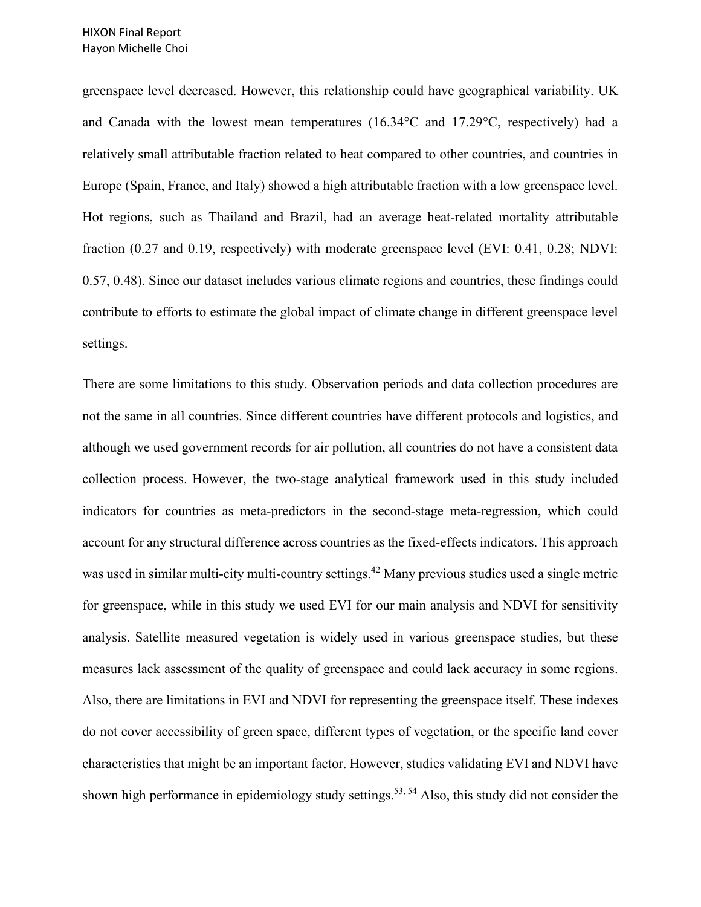greenspace level decreased. However, this relationship could have geographical variability. UK and Canada with the lowest mean temperatures (16.34°C and 17.29°C, respectively) had a relatively small attributable fraction related to heat compared to other countries, and countries in Europe (Spain, France, and Italy) showed a high attributable fraction with a low greenspace level. Hot regions, such as Thailand and Brazil, had an average heat-related mortality attributable fraction (0.27 and 0.19, respectively) with moderate greenspace level (EVI: 0.41, 0.28; NDVI: 0.57, 0.48). Since our dataset includes various climate regions and countries, these findings could contribute to efforts to estimate the global impact of climate change in different greenspace level settings.

There are some limitations to this study. Observation periods and data collection procedures are not the same in all countries. Since different countries have different protocols and logistics, and although we used government records for air pollution, all countries do not have a consistent data collection process. However, the two-stage analytical framework used in this study included indicators for countries as meta-predictors in the second-stage meta-regression, which could account for any structural difference across countries as the fixed-effects indicators. This approach was used in similar multi-city multi-country settings.[42] Many previous studies used a single metric for greenspace, while in this study we used EVI for our main analysis and NDVI for sensitivity analysis. Satellite measured vegetation is widely used in various greenspace studies, but these measures lack assessment of the quality of greenspace and could lack accuracy in some regions. Also, there are limitations in EVI and NDVI for representing the greenspace itself. These indexes do not cover accessibility of green space, different types of vegetation, or the specific land cover characteristics that might be an important factor. However, studies validating EVI and NDVI have shown high performance in epidemiology study settings.[53, 54] Also, this study did not consider the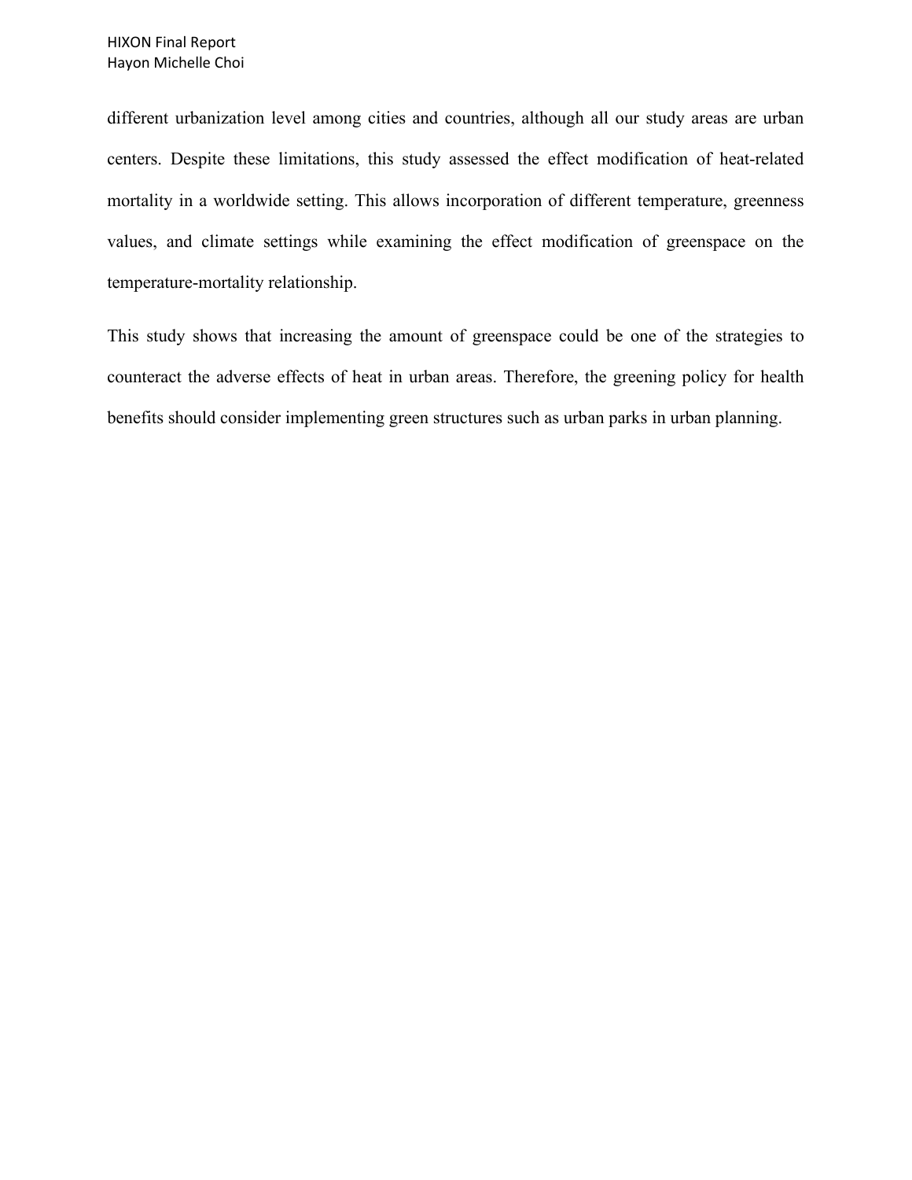different urbanization level among cities and countries, although all our study areas are urban centers. Despite these limitations, this study assessed the effect modification of heat-related mortality in a worldwide setting. This allows incorporation of different temperature, greenness values, and climate settings while examining the effect modification of greenspace on the temperature-mortality relationship.

This study shows that increasing the amount of greenspace could be one of the strategies to counteract the adverse effects of heat in urban areas. Therefore, the greening policy for health benefits should consider implementing green structures such as urban parks in urban planning.